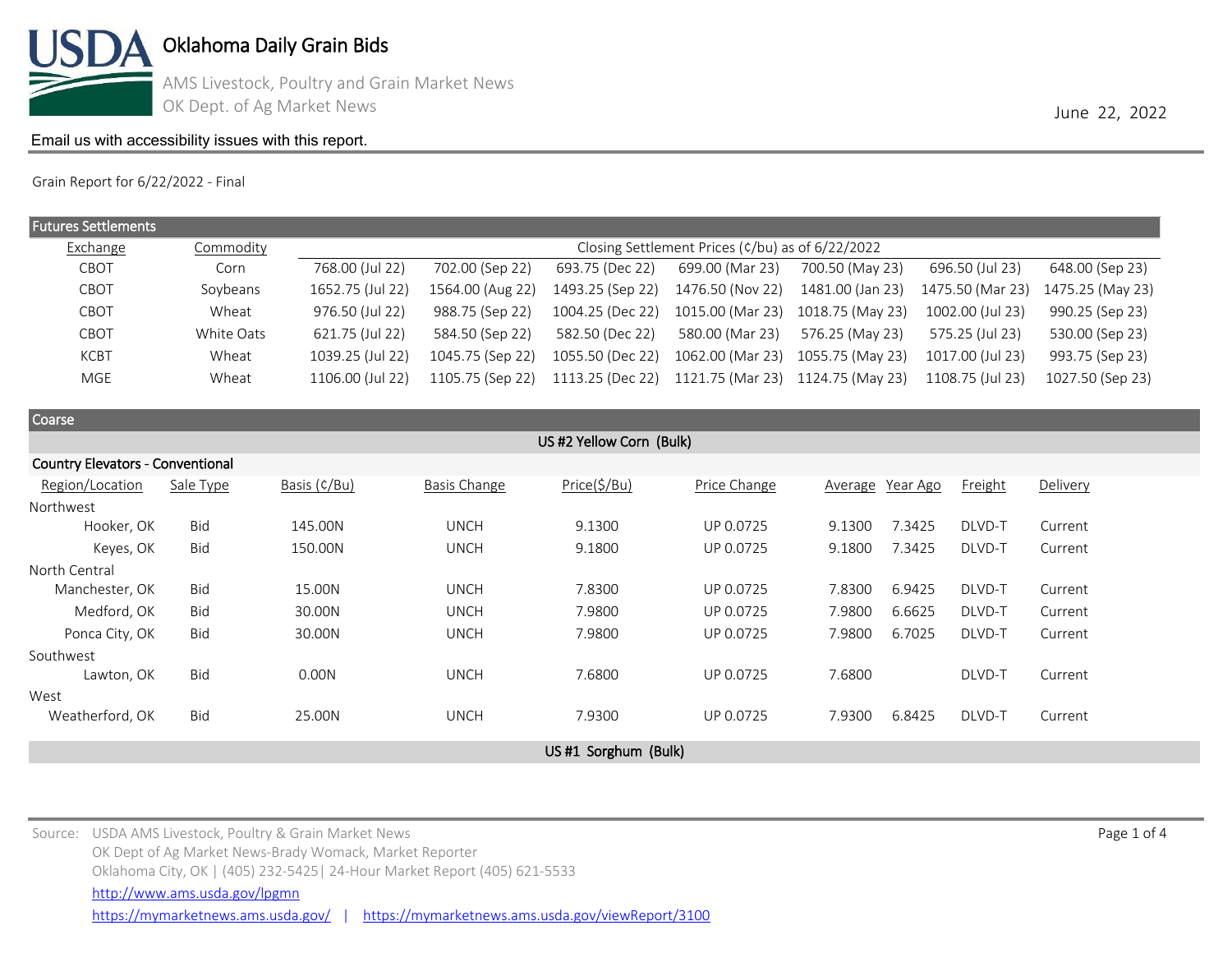# Oklahoma Daily Grain Bids

AMS Livestock, Poultry and Grain Market News

OK Dept. of Ag Market News

June 22, 2022

Email us with accessibility issues with this report.

Grain Report for 6/22/2022 - Final

## Futures Settlements

| Exchange | Commodity | Closing Settlement Prices (¢/bu) as of 6/22/2022 | | | | | | |
|---|---|---|---|---|---|---|---|---|
| CBOT | Corn | 768.00 (Jul 22) | 702.00 (Sep 22) | 693.75 (Dec 22) | 699.00 (Mar 23) | 700.50 (May 23) | 696.50 (Jul 23) | 648.00 (Sep 23) |
| CBOT | Soybeans | 1652.75 (Jul 22) | 1564.00 (Aug 22) | 1493.25 (Sep 22) | 1476.50 (Nov 22) | 1481.00 (Jan 23) | 1475.50 (Mar 23) | 1475.25 (May 23) |
| CBOT | Wheat | 976.50 (Jul 22) | 988.75 (Sep 22) | 1004.25 (Dec 22) | 1015.00 (Mar 23) | 1018.75 (May 23) | 1002.00 (Jul 23) | 990.25 (Sep 23) |
| CBOT | White Oats | 621.75 (Jul 22) | 584.50 (Sep 22) | 582.50 (Dec 22) | 580.00 (Mar 23) | 576.25 (May 23) | 575.25 (Jul 23) | 530.00 (Sep 23) |
| KCBT | Wheat | 1039.25 (Jul 22) | 1045.75 (Sep 22) | 1055.50 (Dec 22) | 1062.00 (Mar 23) | 1055.75 (May 23) | 1017.00 (Jul 23) | 993.75 (Sep 23) |
| MGE | Wheat | 1106.00 (Jul 22) | 1105.75 (Sep 22) | 1113.25 (Dec 22) | 1121.75 (Mar 23) | 1124.75 (May 23) | 1108.75 (Jul 23) | 1027.50 (Sep 23) |

## Coarse

### US #2 Yellow Corn (Bulk)

#### Country Elevators - Conventional

| Region/Location | Sale Type | Basis (¢/Bu) | Basis Change | Price($/Bu) | Price Change | Average | Year Ago | Freight | Delivery |
|---|---|---|---|---|---|---|---|---|---|
| Northwest | | | | | | | | | |
| Hooker, OK | Bid | 145.00N | UNCH | 9.1300 | UP 0.0725 | 9.1300 | 7.3425 | DLVD-T | Current |
| Keyes, OK | Bid | 150.00N | UNCH | 9.1800 | UP 0.0725 | 9.1800 | 7.3425 | DLVD-T | Current |
| North Central | | | | | | | | | |
| Manchester, OK | Bid | 15.00N | UNCH | 7.8300 | UP 0.0725 | 7.8300 | 6.9425 | DLVD-T | Current |
| Medford, OK | Bid | 30.00N | UNCH | 7.9800 | UP 0.0725 | 7.9800 | 6.6625 | DLVD-T | Current |
| Ponca City, OK | Bid | 30.00N | UNCH | 7.9800 | UP 0.0725 | 7.9800 | 6.7025 | DLVD-T | Current |
| Southwest | | | | | | | | | |
| Lawton, OK | Bid | 0.00N | UNCH | 7.6800 | UP 0.0725 | 7.6800 | | DLVD-T | Current |
| West | | | | | | | | | |
| Weatherford, OK | Bid | 25.00N | UNCH | 7.9300 | UP 0.0725 | 7.9300 | 6.8425 | DLVD-T | Current |

### US #1 Sorghum (Bulk)

Source: USDA AMS Livestock, Poultry & Grain Market News
OK Dept of Ag Market News-Brady Womack, Market Reporter
Oklahoma City, OK | (405) 232-5425| 24-Hour Market Report (405) 621-5533
http://www.ams.usda.gov/lpgmn
https://mymarketnews.ams.usda.gov/ | https://mymarketnews.ams.usda.gov/viewReport/3100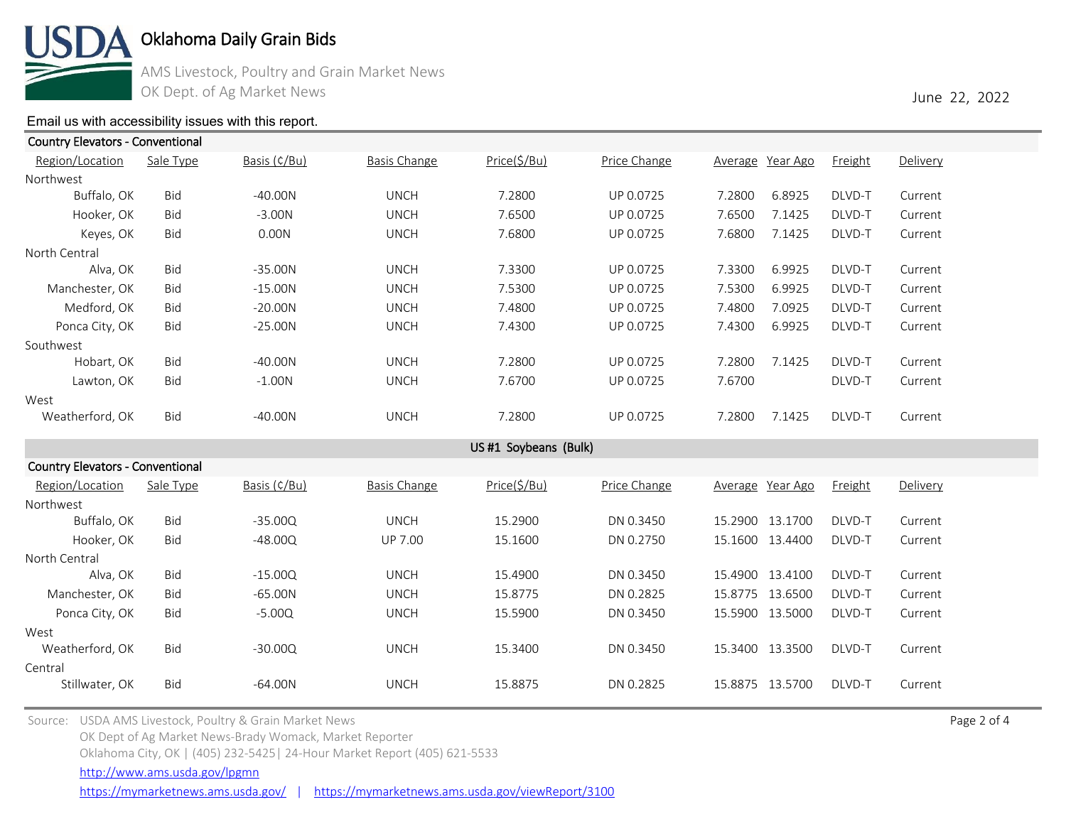# Oklahoma Daily Grain Bids

AMS Livestock, Poultry and Grain Market News
OK Dept. of Ag Market News

June 22, 2022

Email us with accessibility issues with this report.

### Country Elevators - Conventional

| Region/Location | Sale Type | Basis (¢/Bu) | Basis Change | Price($/Bu) | Price Change | Average | Year Ago | Freight | Delivery |
|---|---|---|---|---|---|---|---|---|---|
| **Northwest** | | | | | | | | | |
| Buffalo, OK | Bid | -40.00N | UNCH | 7.2800 | UP 0.0725 | 7.2800 | 6.8925 | DLVD-T | Current |
| Hooker, OK | Bid | -3.00N | UNCH | 7.6500 | UP 0.0725 | 7.6500 | 7.1425 | DLVD-T | Current |
| Keyes, OK | Bid | 0.00N | UNCH | 7.6800 | UP 0.0725 | 7.6800 | 7.1425 | DLVD-T | Current |
| **North Central** | | | | | | | | | |
| Alva, OK | Bid | -35.00N | UNCH | 7.3300 | UP 0.0725 | 7.3300 | 6.9925 | DLVD-T | Current |
| Manchester, OK | Bid | -15.00N | UNCH | 7.5300 | UP 0.0725 | 7.5300 | 6.9925 | DLVD-T | Current |
| Medford, OK | Bid | -20.00N | UNCH | 7.4800 | UP 0.0725 | 7.4800 | 7.0925 | DLVD-T | Current |
| Ponca City, OK | Bid | -25.00N | UNCH | 7.4300 | UP 0.0725 | 7.4300 | 6.9925 | DLVD-T | Current |
| **Southwest** | | | | | | | | | |
| Hobart, OK | Bid | -40.00N | UNCH | 7.2800 | UP 0.0725 | 7.2800 | 7.1425 | DLVD-T | Current |
| Lawton, OK | Bid | -1.00N | UNCH | 7.6700 | UP 0.0725 | 7.6700 | | DLVD-T | Current |
| **West** | | | | | | | | | |
| Weatherford, OK | Bid | -40.00N | UNCH | 7.2800 | UP 0.0725 | 7.2800 | 7.1425 | DLVD-T | Current |

## US #1 Soybeans (Bulk)

### Country Elevators - Conventional

| Region/Location | Sale Type | Basis (¢/Bu) | Basis Change | Price($/Bu) | Price Change | Average | Year Ago | Freight | Delivery |
|---|---|---|---|---|---|---|---|---|---|
| **Northwest** | | | | | | | | | |
| Buffalo, OK | Bid | -35.00Q | UNCH | 15.2900 | DN 0.3450 | 15.2900 | 13.1700 | DLVD-T | Current |
| Hooker, OK | Bid | -48.00Q | UP 7.00 | 15.1600 | DN 0.2750 | 15.1600 | 13.4400 | DLVD-T | Current |
| **North Central** | | | | | | | | | |
| Alva, OK | Bid | -15.00Q | UNCH | 15.4900 | DN 0.3450 | 15.4900 | 13.4100 | DLVD-T | Current |
| Manchester, OK | Bid | -65.00N | UNCH | 15.8775 | DN 0.2825 | 15.8775 | 13.6500 | DLVD-T | Current |
| Ponca City, OK | Bid | -5.00Q | UNCH | 15.5900 | DN 0.3450 | 15.5900 | 13.5000 | DLVD-T | Current |
| **West** | | | | | | | | | |
| Weatherford, OK | Bid | -30.00Q | UNCH | 15.3400 | DN 0.3450 | 15.3400 | 13.3500 | DLVD-T | Current |
| **Central** | | | | | | | | | |
| Stillwater, OK | Bid | -64.00N | UNCH | 15.8875 | DN 0.2825 | 15.8875 | 13.5700 | DLVD-T | Current |

Source: USDA AMS Livestock, Poultry & Grain Market News
OK Dept of Ag Market News-Brady Womack, Market Reporter
Oklahoma City, OK | (405) 232-5425| 24-Hour Market Report (405) 621-5533
http://www.ams.usda.gov/lpgmn
https://mymarketnews.ams.usda.gov/ | https://mymarketnews.ams.usda.gov/viewReport/3100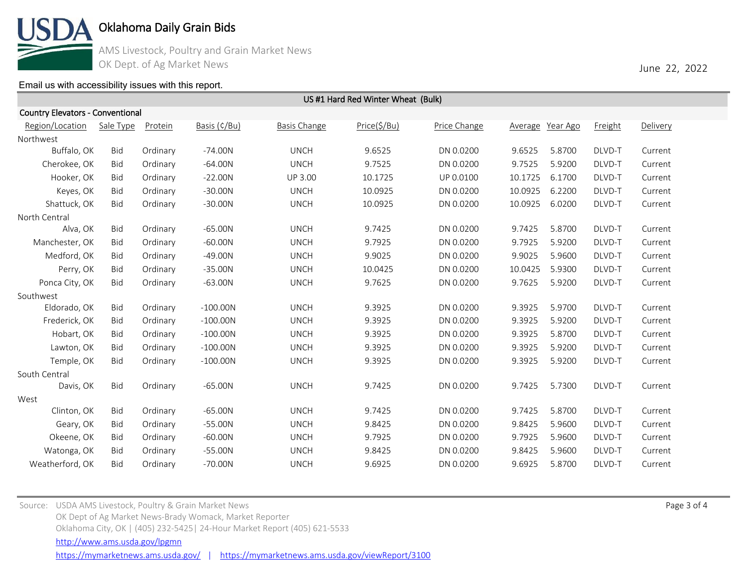# Oklahoma Daily Grain Bids

AMS Livestock, Poultry and Grain Market News
OK Dept. of Ag Market News

June 22, 2022

Email us with accessibility issues with this report.

## US #1 Hard Red Winter Wheat (Bulk)

### Country Elevators - Conventional

| Region/Location | Sale Type | Protein | Basis (¢/Bu) | Basis Change | Price($/Bu) | Price Change | Average | Year Ago | Freight | Delivery |
|---|---|---|---|---|---|---|---|---|---|---|
| **Northwest** | | | | | | | | | | |
| Buffalo, OK | Bid | Ordinary | -74.00N | UNCH | 9.6525 | DN 0.0200 | 9.6525 | 5.8700 | DLVD-T | Current |
| Cherokee, OK | Bid | Ordinary | -64.00N | UNCH | 9.7525 | DN 0.0200 | 9.7525 | 5.9200 | DLVD-T | Current |
| Hooker, OK | Bid | Ordinary | -22.00N | UP 3.00 | 10.1725 | UP 0.0100 | 10.1725 | 6.1700 | DLVD-T | Current |
| Keyes, OK | Bid | Ordinary | -30.00N | UNCH | 10.0925 | DN 0.0200 | 10.0925 | 6.2200 | DLVD-T | Current |
| Shattuck, OK | Bid | Ordinary | -30.00N | UNCH | 10.0925 | DN 0.0200 | 10.0925 | 6.0200 | DLVD-T | Current |
| **North Central** | | | | | | | | | | |
| Alva, OK | Bid | Ordinary | -65.00N | UNCH | 9.7425 | DN 0.0200 | 9.7425 | 5.8700 | DLVD-T | Current |
| Manchester, OK | Bid | Ordinary | -60.00N | UNCH | 9.7925 | DN 0.0200 | 9.7925 | 5.9200 | DLVD-T | Current |
| Medford, OK | Bid | Ordinary | -49.00N | UNCH | 9.9025 | DN 0.0200 | 9.9025 | 5.9600 | DLVD-T | Current |
| Perry, OK | Bid | Ordinary | -35.00N | UNCH | 10.0425 | DN 0.0200 | 10.0425 | 5.9300 | DLVD-T | Current |
| Ponca City, OK | Bid | Ordinary | -63.00N | UNCH | 9.7625 | DN 0.0200 | 9.7625 | 5.9200 | DLVD-T | Current |
| **Southwest** | | | | | | | | | | |
| Eldorado, OK | Bid | Ordinary | -100.00N | UNCH | 9.3925 | DN 0.0200 | 9.3925 | 5.9700 | DLVD-T | Current |
| Frederick, OK | Bid | Ordinary | -100.00N | UNCH | 9.3925 | DN 0.0200 | 9.3925 | 5.9200 | DLVD-T | Current |
| Hobart, OK | Bid | Ordinary | -100.00N | UNCH | 9.3925 | DN 0.0200 | 9.3925 | 5.8700 | DLVD-T | Current |
| Lawton, OK | Bid | Ordinary | -100.00N | UNCH | 9.3925 | DN 0.0200 | 9.3925 | 5.9200 | DLVD-T | Current |
| Temple, OK | Bid | Ordinary | -100.00N | UNCH | 9.3925 | DN 0.0200 | 9.3925 | 5.9200 | DLVD-T | Current |
| **South Central** | | | | | | | | | | |
| Davis, OK | Bid | Ordinary | -65.00N | UNCH | 9.7425 | DN 0.0200 | 9.7425 | 5.7300 | DLVD-T | Current |
| **West** | | | | | | | | | | |
| Clinton, OK | Bid | Ordinary | -65.00N | UNCH | 9.7425 | DN 0.0200 | 9.7425 | 5.8700 | DLVD-T | Current |
| Geary, OK | Bid | Ordinary | -55.00N | UNCH | 9.8425 | DN 0.0200 | 9.8425 | 5.9600 | DLVD-T | Current |
| Okeene, OK | Bid | Ordinary | -60.00N | UNCH | 9.7925 | DN 0.0200 | 9.7925 | 5.9600 | DLVD-T | Current |
| Watonga, OK | Bid | Ordinary | -55.00N | UNCH | 9.8425 | DN 0.0200 | 9.8425 | 5.9600 | DLVD-T | Current |
| Weatherford, OK | Bid | Ordinary | -70.00N | UNCH | 9.6925 | DN 0.0200 | 9.6925 | 5.8700 | DLVD-T | Current |

Source: USDA AMS Livestock, Poultry & Grain Market News
OK Dept of Ag Market News-Brady Womack, Market Reporter
Oklahoma City, OK | (405) 232-5425| 24-Hour Market Report (405) 621-5533
http://www.ams.usda.gov/lpgmn
https://mymarketnews.ams.usda.gov/ | https://mymarketnews.ams.usda.gov/viewReport/3100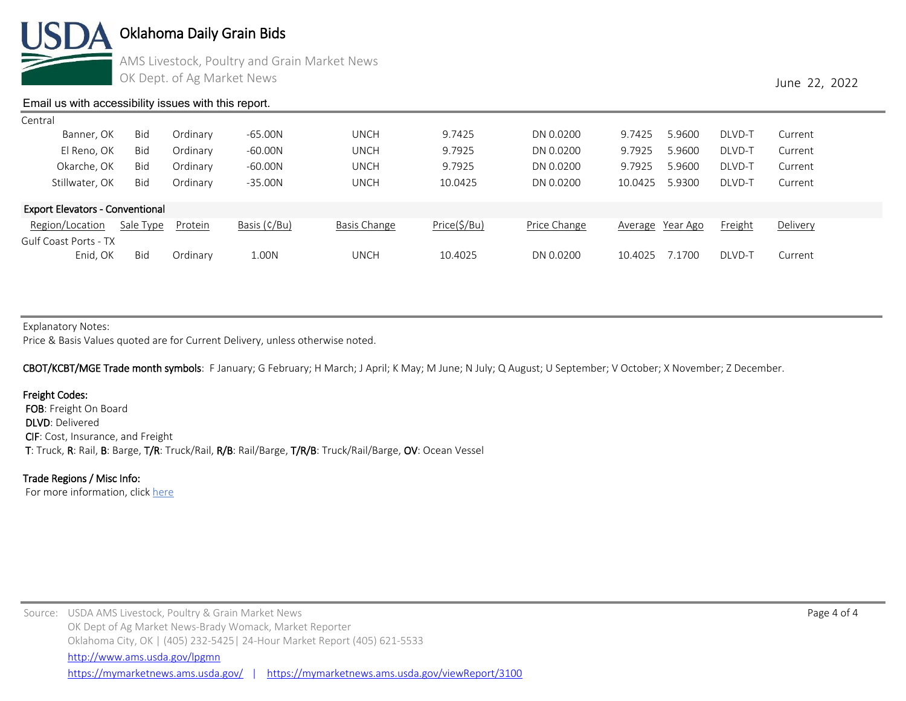# Oklahoma Daily Grain Bids

AMS Livestock, Poultry and Grain Market News
OK Dept. of Ag Market News

June 22, 2022

Email us with accessibility issues with this report.

| Region/Location | Sale Type | Protein | Basis (¢/Bu) | Basis Change | Price($/Bu) | Price Change | Average | Year Ago | Freight | Delivery |
|---|---|---|---|---|---|---|---|---|---|---|
| Central | | | | | | | | | | |
| Banner, OK | Bid | Ordinary | -65.00N | UNCH | 9.7425 | DN 0.0200 | 9.7425 | 5.9600 | DLVD-T | Current |
| El Reno, OK | Bid | Ordinary | -60.00N | UNCH | 9.7925 | DN 0.0200 | 9.7925 | 5.9600 | DLVD-T | Current |
| Okarche, OK | Bid | Ordinary | -60.00N | UNCH | 9.7925 | DN 0.0200 | 9.7925 | 5.9600 | DLVD-T | Current |
| Stillwater, OK | Bid | Ordinary | -35.00N | UNCH | 10.0425 | DN 0.0200 | 10.0425 | 5.9300 | DLVD-T | Current |

**Export Elevators - Conventional**

| Region/Location | Sale Type | Protein | Basis (¢/Bu) | Basis Change | Price($/Bu) | Price Change | Average | Year Ago | Freight | Delivery |
|---|---|---|---|---|---|---|---|---|---|---|
| Gulf Coast Ports - TX | | | | | | | | | | |
| Enid, OK | Bid | Ordinary | 1.00N | UNCH | 10.4025 | DN 0.0200 | 10.4025 | 7.1700 | DLVD-T | Current |

Explanatory Notes:
Price & Basis Values quoted are for Current Delivery, unless otherwise noted.

**CBOT/KCBT/MGE Trade month symbols**: F January; G February; H March; J April; K May; M June; N July; Q August; U September; V October; X November; Z December.

**Freight Codes:**
**FOB**: Freight On Board
**DLVD**: Delivered
**CIF**: Cost, Insurance, and Freight
**T**: Truck, **R**: Rail, **B**: Barge, **T/R**: Truck/Rail, **R/B**: Rail/Barge, **T/R/B**: Truck/Rail/Barge, **OV**: Ocean Vessel

**Trade Regions / Misc Info:**
For more information, click here

Source: USDA AMS Livestock, Poultry & Grain Market News
OK Dept of Ag Market News-Brady Womack, Market Reporter
Oklahoma City, OK | (405) 232-5425| 24-Hour Market Report (405) 621-5533
http://www.ams.usda.gov/lpgmn
https://mymarketnews.ams.usda.gov/ | https://mymarketnews.ams.usda.gov/viewReport/3100